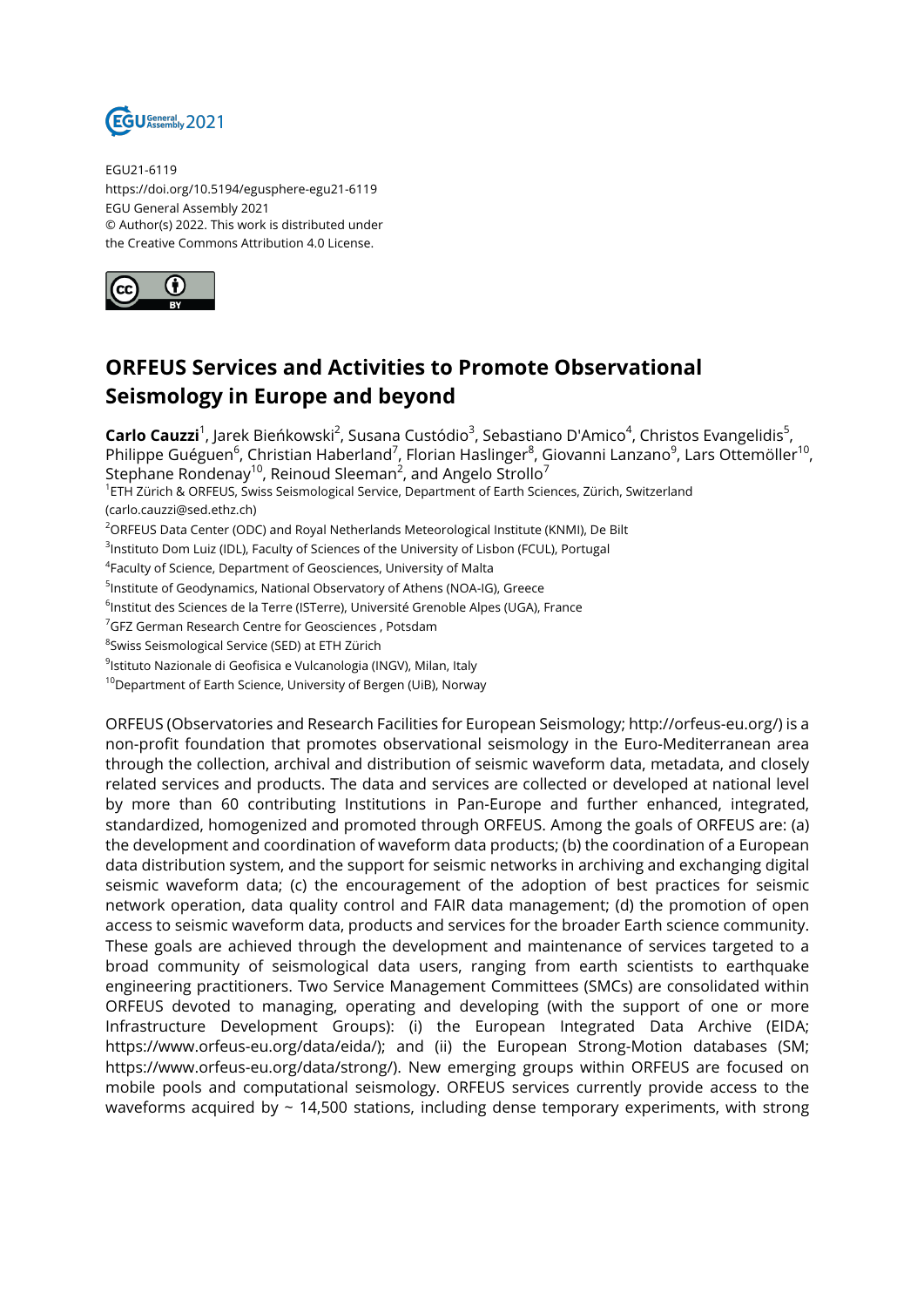EGU21-6119
https://doi.org/10.5194/egusphere-egu21-6119
EGU General Assembly 2021
© Author(s) 2022. This work is distributed under
the Creative Commons Attribution 4.0 License.

# ORFEUS Services and Activities to Promote Observational Seismology in Europe and beyond

**Carlo Cauzzi**[1], Jarek Bieńkowski[2], Susana Custódio[3], Sebastiano D'Amico[4], Christos Evangelidis[5], Philippe Guéguen[6], Christian Haberland[7], Florian Haslinger[8], Giovanni Lanzano[9], Lars Ottemöller[10], Stephane Rondenay[10], Reinoud Sleeman[2], and Angelo Strollo[7]

[1]ETH Zürich & ORFEUS, Swiss Seismological Service, Department of Earth Sciences, Zürich, Switzerland (carlo.cauzzi@sed.ethz.ch)
[2]ORFEUS Data Center (ODC) and Royal Netherlands Meteorological Institute (KNMI), De Bilt
[3]Instituto Dom Luiz (IDL), Faculty of Sciences of the University of Lisbon (FCUL), Portugal
[4]Faculty of Science, Department of Geosciences, University of Malta
[5]Institute of Geodynamics, National Observatory of Athens (NOA-IG), Greece
[6]Institut des Sciences de la Terre (ISTerre), Université Grenoble Alpes (UGA), France
[7]GFZ German Research Centre for Geosciences , Potsdam
[8]Swiss Seismological Service (SED) at ETH Zürich
[9]Istituto Nazionale di Geofisica e Vulcanologia (INGV), Milan, Italy
[10]Department of Earth Science, University of Bergen (UiB), Norway

ORFEUS (Observatories and Research Facilities for European Seismology; http://orfeus-eu.org/) is a non-profit foundation that promotes observational seismology in the Euro-Mediterranean area through the collection, archival and distribution of seismic waveform data, metadata, and closely related services and products. The data and services are collected or developed at national level by more than 60 contributing Institutions in Pan-Europe and further enhanced, integrated, standardized, homogenized and promoted through ORFEUS. Among the goals of ORFEUS are: (a) the development and coordination of waveform data products; (b) the coordination of a European data distribution system, and the support for seismic networks in archiving and exchanging digital seismic waveform data; (c) the encouragement of the adoption of best practices for seismic network operation, data quality control and FAIR data management; (d) the promotion of open access to seismic waveform data, products and services for the broader Earth science community. These goals are achieved through the development and maintenance of services targeted to a broad community of seismological data users, ranging from earth scientists to earthquake engineering practitioners. Two Service Management Committees (SMCs) are consolidated within ORFEUS devoted to managing, operating and developing (with the support of one or more Infrastructure Development Groups): (i) the European Integrated Data Archive (EIDA; https://www.orfeus-eu.org/data/eida/); and (ii) the European Strong-Motion databases (SM; https://www.orfeus-eu.org/data/strong/). New emerging groups within ORFEUS are focused on mobile pools and computational seismology. ORFEUS services currently provide access to the waveforms acquired by ~ 14,500 stations, including dense temporary experiments, with strong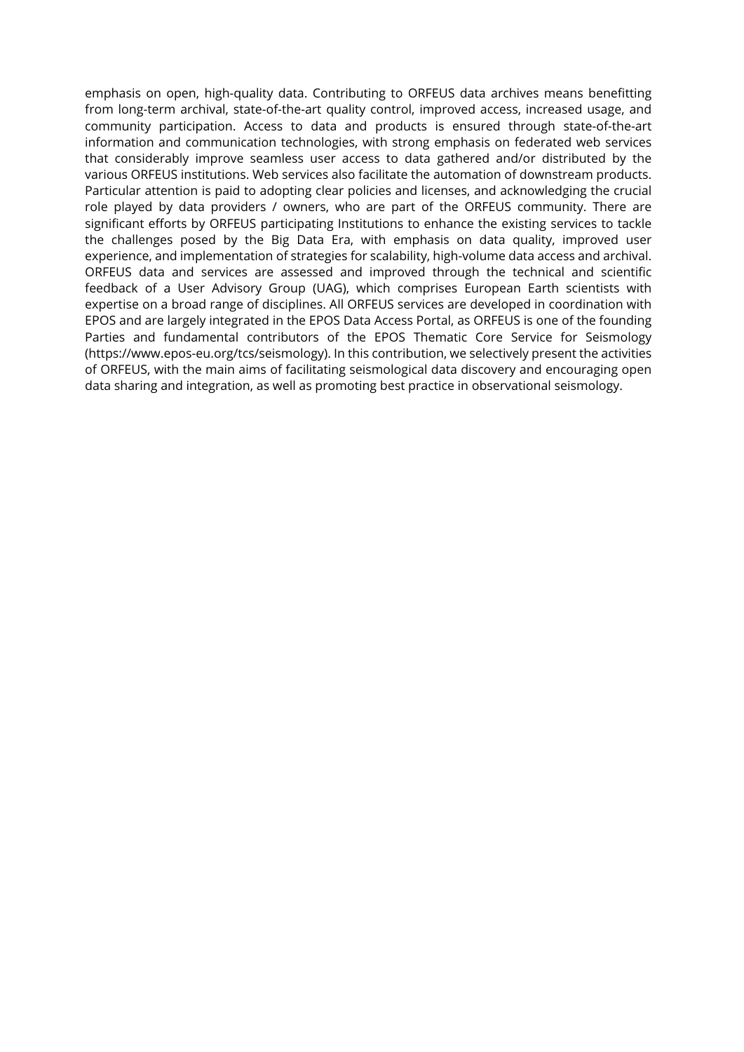emphasis on open, high-quality data. Contributing to ORFEUS data archives means benefitting from long-term archival, state-of-the-art quality control, improved access, increased usage, and community participation. Access to data and products is ensured through state-of-the-art information and communication technologies, with strong emphasis on federated web services that considerably improve seamless user access to data gathered and/or distributed by the various ORFEUS institutions. Web services also facilitate the automation of downstream products. Particular attention is paid to adopting clear policies and licenses, and acknowledging the crucial role played by data providers / owners, who are part of the ORFEUS community. There are significant efforts by ORFEUS participating Institutions to enhance the existing services to tackle the challenges posed by the Big Data Era, with emphasis on data quality, improved user experience, and implementation of strategies for scalability, high-volume data access and archival. ORFEUS data and services are assessed and improved through the technical and scientific feedback of a User Advisory Group (UAG), which comprises European Earth scientists with expertise on a broad range of disciplines. All ORFEUS services are developed in coordination with EPOS and are largely integrated in the EPOS Data Access Portal, as ORFEUS is one of the founding Parties and fundamental contributors of the EPOS Thematic Core Service for Seismology (https://www.epos-eu.org/tcs/seismology). In this contribution, we selectively present the activities of ORFEUS, with the main aims of facilitating seismological data discovery and encouraging open data sharing and integration, as well as promoting best practice in observational seismology.